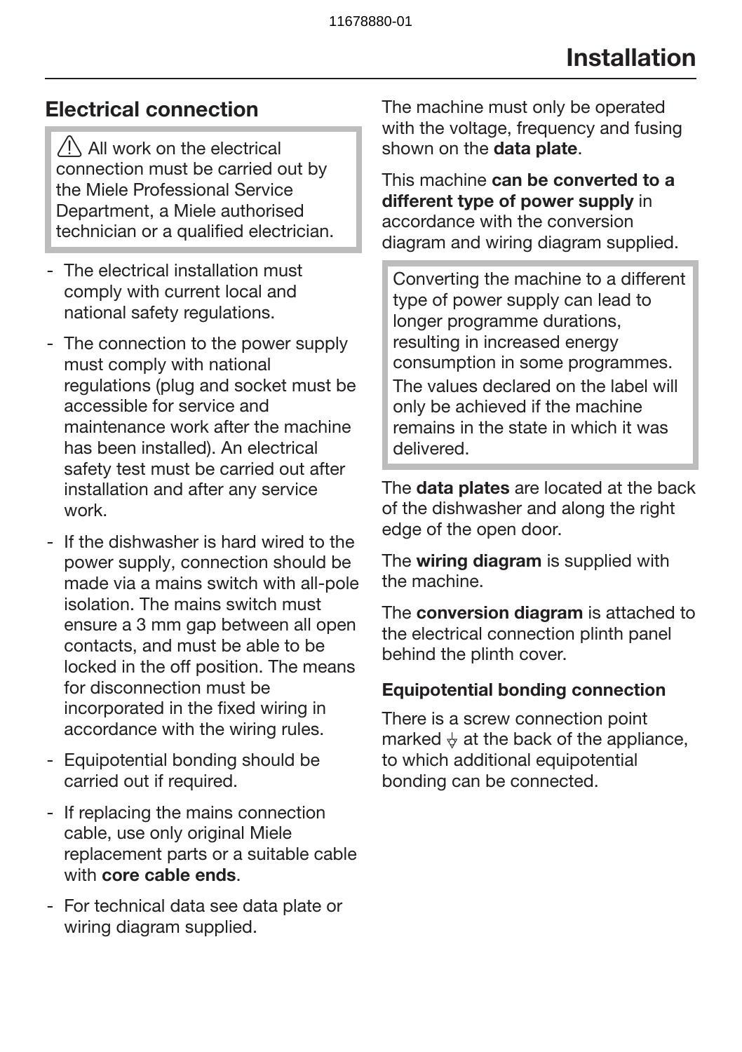# Installation

## Electrical connection

⚠ All work on the electrical connection must be carried out by the Miele Professional Service Department, a Miele authorised technician or a qualified electrician.

- The electrical installation must comply with current local and national safety regulations.
- The connection to the power supply must comply with national regulations (plug and socket must be accessible for service and maintenance work after the machine has been installed). An electrical safety test must be carried out after installation and after any service work.
- If the dishwasher is hard wired to the power supply, connection should be made via a mains switch with all-pole isolation. The mains switch must ensure a 3 mm gap between all open contacts, and must be able to be locked in the off position. The means for disconnection must be incorporated in the fixed wiring in accordance with the wiring rules.
- Equipotential bonding should be carried out if required.
- If replacing the mains connection cable, use only original Miele replacement parts or a suitable cable with **core cable ends**.
- For technical data see data plate or wiring diagram supplied.

The machine must only be operated with the voltage, frequency and fusing shown on the **data plate**.

This machine **can be converted to a different type of power supply** in accordance with the conversion diagram and wiring diagram supplied.

Converting the machine to a different type of power supply can lead to longer programme durations, resulting in increased energy consumption in some programmes.
The values declared on the label will only be achieved if the machine remains in the state in which it was delivered.

The **data plates** are located at the back of the dishwasher and along the right edge of the open door.

The **wiring diagram** is supplied with the machine.

The **conversion diagram** is attached to the electrical connection plinth panel behind the plinth cover.

### Equipotential bonding connection

There is a screw connection point marked ⏚ at the back of the appliance, to which additional equipotential bonding can be connected.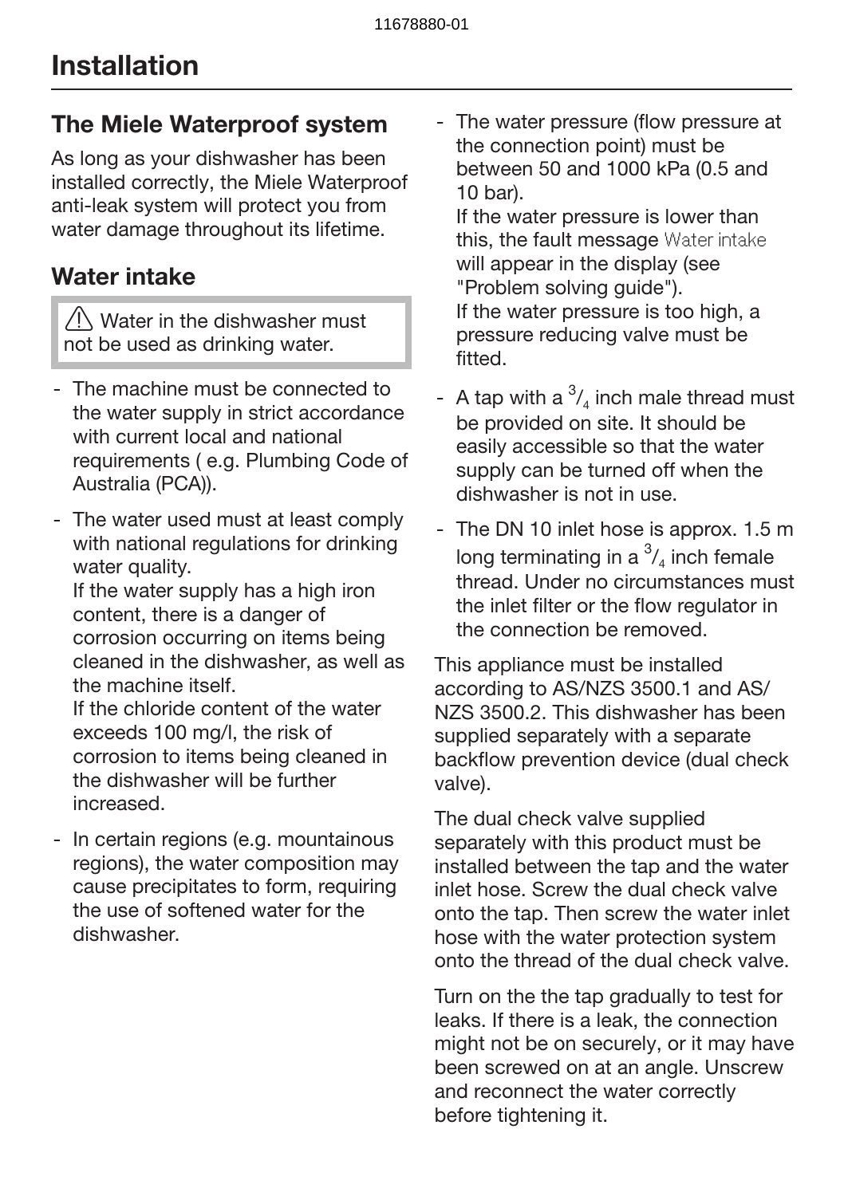# Installation

## The Miele Waterproof system

As long as your dishwasher has been installed correctly, the Miele Waterproof anti-leak system will protect you from water damage throughout its lifetime.

## Water intake

> ⚠ Water in the dishwasher must not be used as drinking water.

- The machine must be connected to the water supply in strict accordance with current local and national requirements ( e.g. Plumbing Code of Australia (PCA)).
- The water used must at least comply with national regulations for drinking water quality.
  If the water supply has a high iron content, there is a danger of corrosion occurring on items being cleaned in the dishwasher, as well as the machine itself.
  If the chloride content of the water exceeds 100 mg/l, the risk of corrosion to items being cleaned in the dishwasher will be further increased.
- In certain regions (e.g. mountainous regions), the water composition may cause precipitates to form, requiring the use of softened water for the dishwasher.
- The water pressure (flow pressure at the connection point) must be between 50 and 1000 kPa (0.5 and 10 bar).
  If the water pressure is lower than this, the fault message Water intake will appear in the display (see "Problem solving guide").
  If the water pressure is too high, a pressure reducing valve must be fitted.
- A tap with a $^3/_4$ inch male thread must be provided on site. It should be easily accessible so that the water supply can be turned off when the dishwasher is not in use.
- The DN 10 inlet hose is approx. 1.5 m long terminating in a $^3/_4$ inch female thread. Under no circumstances must the inlet filter or the flow regulator in the connection be removed.

This appliance must be installed according to AS/NZS 3500.1 and AS/NZS 3500.2. This dishwasher has been supplied separately with a separate backflow prevention device (dual check valve).

The dual check valve supplied separately with this product must be installed between the tap and the water inlet hose. Screw the dual check valve onto the tap. Then screw the water inlet hose with the water protection system onto the thread of the dual check valve.

Turn on the the tap gradually to test for leaks. If there is a leak, the connection might not be on securely, or it may have been screwed on at an angle. Unscrew and reconnect the water correctly before tightening it.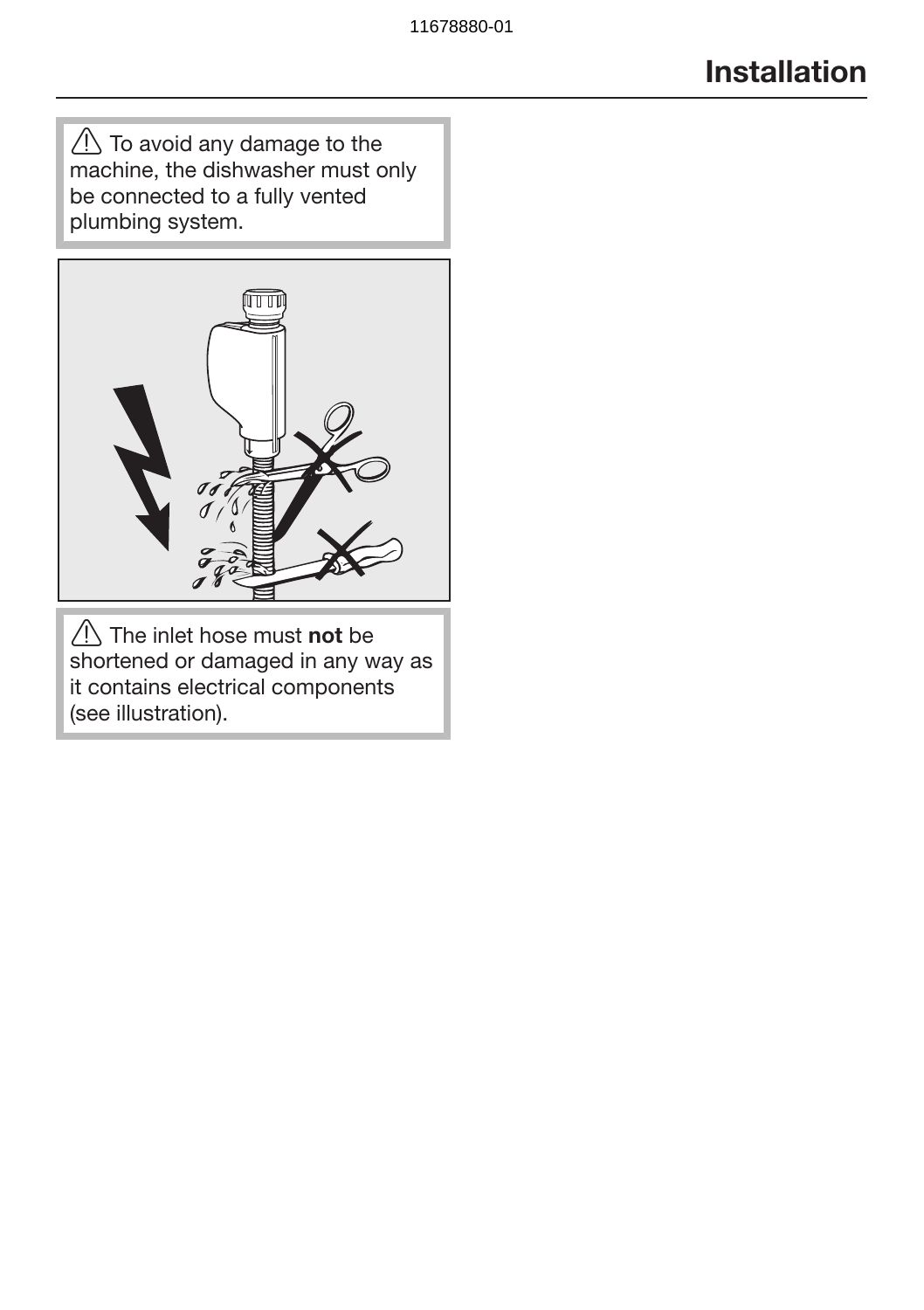# Installation

⚠ To avoid any damage to the machine, the dishwasher must only be connected to a fully vented plumbing system.

⚠ The inlet hose must **not** be shortened or damaged in any way as it contains electrical components (see illustration).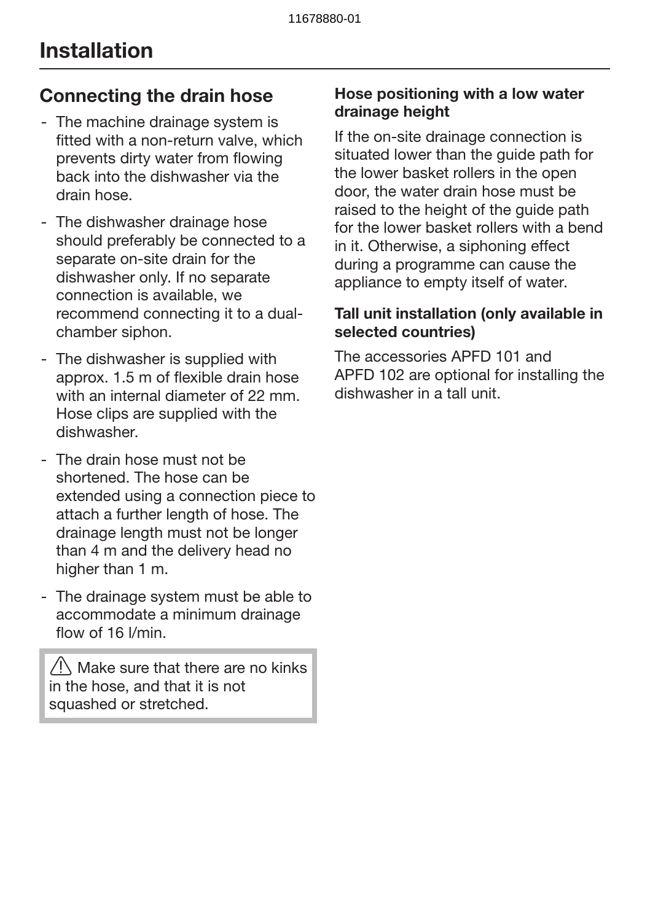# Installation

## Connecting the drain hose

- The machine drainage system is fitted with a non-return valve, which prevents dirty water from flowing back into the dishwasher via the drain hose.
- The dishwasher drainage hose should preferably be connected to a separate on-site drain for the dishwasher only. If no separate connection is available, we recommend connecting it to a dual-chamber siphon.
- The dishwasher is supplied with approx. 1.5 m of flexible drain hose with an internal diameter of 22 mm. Hose clips are supplied with the dishwasher.
- The drain hose must not be shortened. The hose can be extended using a connection piece to attach a further length of hose. The drainage length must not be longer than 4 m and the delivery head no higher than 1 m.
- The drainage system must be able to accommodate a minimum drainage flow of 16 l/min.

> ⚠ Make sure that there are no kinks in the hose, and that it is not squashed or stretched.

**Hose positioning with a low water drainage height**

If the on-site drainage connection is situated lower than the guide path for the lower basket rollers in the open door, the water drain hose must be raised to the height of the guide path for the lower basket rollers with a bend in it. Otherwise, a siphoning effect during a programme can cause the appliance to empty itself of water.

**Tall unit installation (only available in selected countries)**

The accessories APFD 101 and APFD 102 are optional for installing the dishwasher in a tall unit.